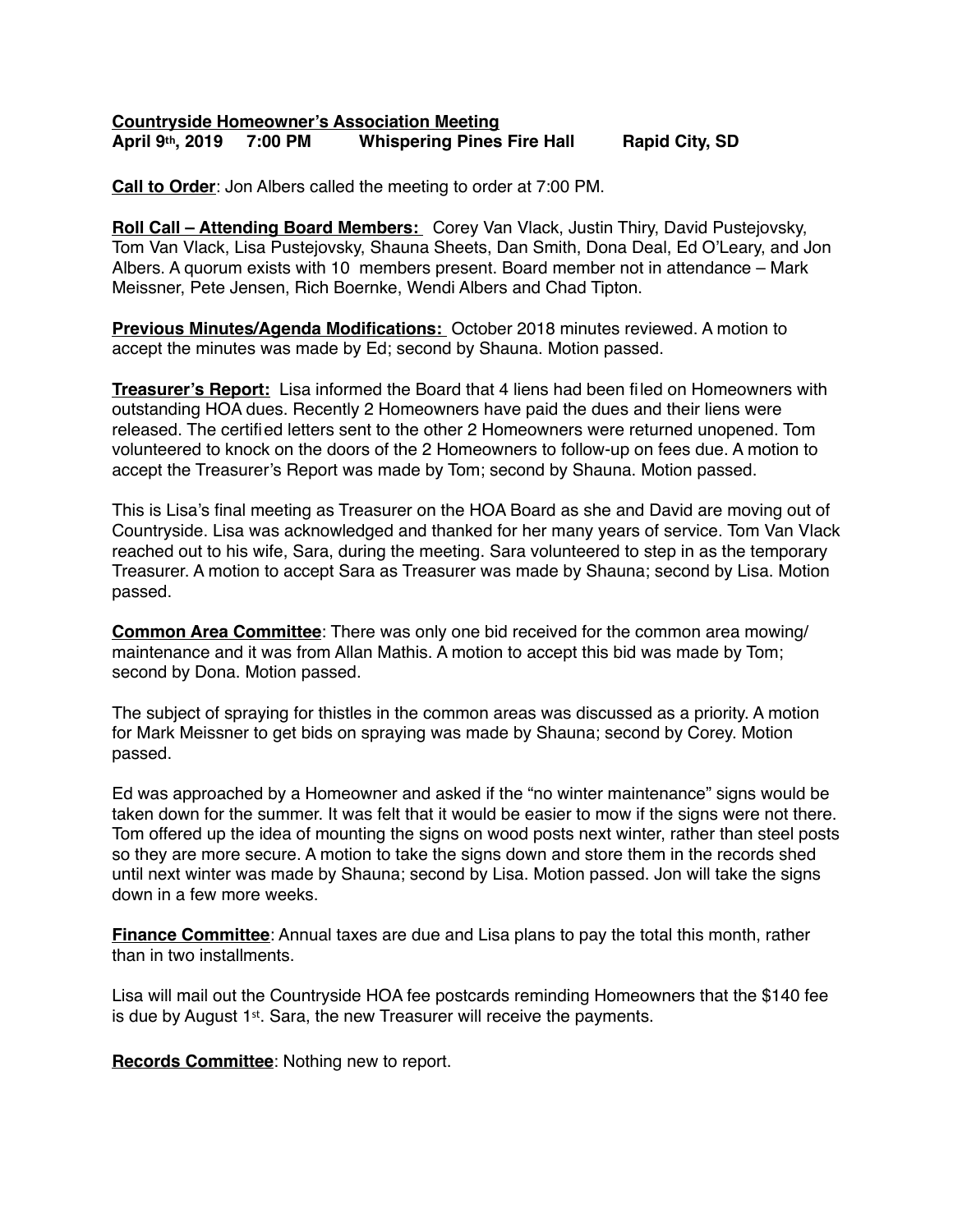**<u>Countryside Homeowner's Association Meeting</u>**
**April 9th, 2019 7:00 PM Whispering Pines Fire Hall Rapid City, SD**

**<u>Call to Order</u>**: Jon Albers called the meeting to order at 7:00 PM.

**<u>Roll Call – Attending Board Members:</u>** Corey Van Vlack, Justin Thiry, David Pustejovsky, Tom Van Vlack, Lisa Pustejovsky, Shauna Sheets, Dan Smith, Dona Deal, Ed O'Leary, and Jon Albers. A quorum exists with 10 members present. Board member not in attendance – Mark Meissner, Pete Jensen, Rich Boernke, Wendi Albers and Chad Tipton.

**<u>Previous Minutes/Agenda Modifications:</u>** October 2018 minutes reviewed. A motion to accept the minutes was made by Ed; second by Shauna. Motion passed.

**<u>Treasurer's Report:</u>** Lisa informed the Board that 4 liens had been filed on Homeowners with outstanding HOA dues. Recently 2 Homeowners have paid the dues and their liens were released. The certified letters sent to the other 2 Homeowners were returned unopened. Tom volunteered to knock on the doors of the 2 Homeowners to follow-up on fees due. A motion to accept the Treasurer's Report was made by Tom; second by Shauna. Motion passed.

This is Lisa's final meeting as Treasurer on the HOA Board as she and David are moving out of Countryside. Lisa was acknowledged and thanked for her many years of service. Tom Van Vlack reached out to his wife, Sara, during the meeting. Sara volunteered to step in as the temporary Treasurer. A motion to accept Sara as Treasurer was made by Shauna; second by Lisa. Motion passed.

**<u>Common Area Committee</u>**: There was only one bid received for the common area mowing/ maintenance and it was from Allan Mathis. A motion to accept this bid was made by Tom; second by Dona. Motion passed.

The subject of spraying for thistles in the common areas was discussed as a priority. A motion for Mark Meissner to get bids on spraying was made by Shauna; second by Corey. Motion passed.

Ed was approached by a Homeowner and asked if the "no winter maintenance" signs would be taken down for the summer. It was felt that it would be easier to mow if the signs were not there. Tom offered up the idea of mounting the signs on wood posts next winter, rather than steel posts so they are more secure. A motion to take the signs down and store them in the records shed until next winter was made by Shauna; second by Lisa. Motion passed. Jon will take the signs down in a few more weeks.

**<u>Finance Committee</u>**: Annual taxes are due and Lisa plans to pay the total this month, rather than in two installments.

Lisa will mail out the Countryside HOA fee postcards reminding Homeowners that the $140 fee is due by August 1st. Sara, the new Treasurer will receive the payments.

**<u>Records Committee</u>**: Nothing new to report.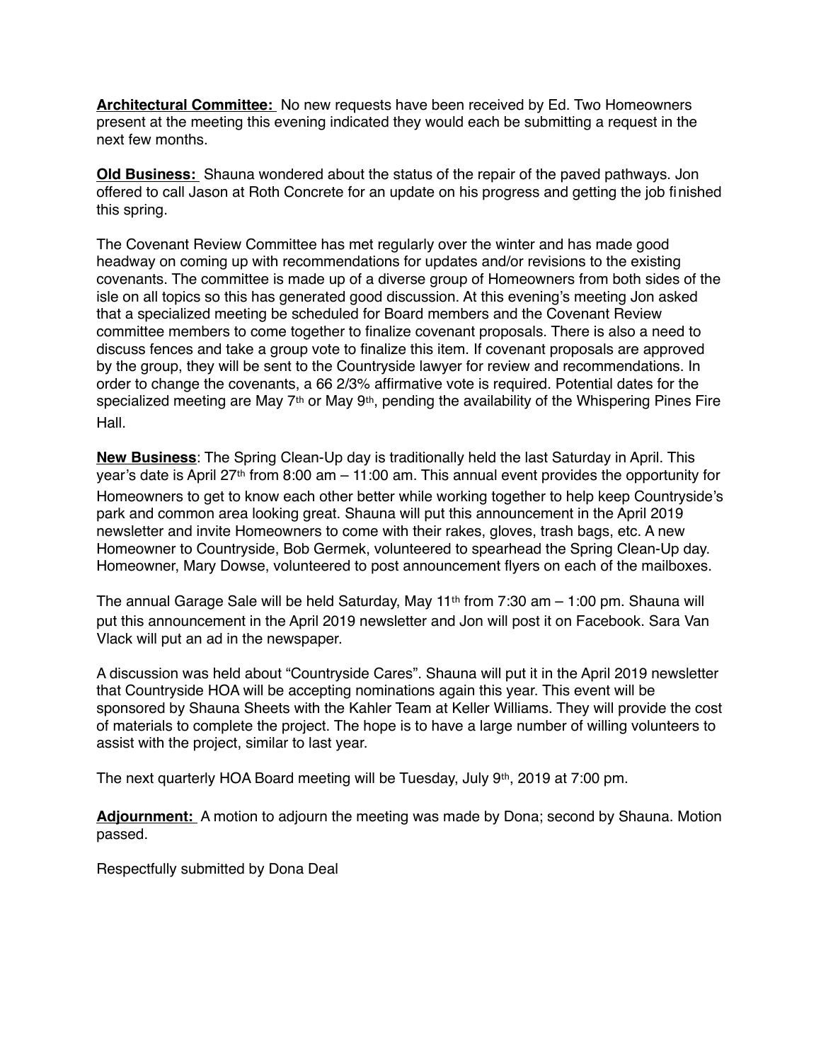**Architectural Committee:** No new requests have been received by Ed. Two Homeowners present at the meeting this evening indicated they would each be submitting a request in the next few months.

**Old Business:** Shauna wondered about the status of the repair of the paved pathways. Jon offered to call Jason at Roth Concrete for an update on his progress and getting the job finished this spring.

The Covenant Review Committee has met regularly over the winter and has made good headway on coming up with recommendations for updates and/or revisions to the existing covenants. The committee is made up of a diverse group of Homeowners from both sides of the isle on all topics so this has generated good discussion. At this evening's meeting Jon asked that a specialized meeting be scheduled for Board members and the Covenant Review committee members to come together to finalize covenant proposals. There is also a need to discuss fences and take a group vote to finalize this item. If covenant proposals are approved by the group, they will be sent to the Countryside lawyer for review and recommendations. In order to change the covenants, a 66 2/3% affirmative vote is required. Potential dates for the specialized meeting are May 7th or May 9th, pending the availability of the Whispering Pines Fire Hall.

**New Business**: The Spring Clean-Up day is traditionally held the last Saturday in April. This year's date is April 27th from 8:00 am – 11:00 am. This annual event provides the opportunity for Homeowners to get to know each other better while working together to help keep Countryside's park and common area looking great. Shauna will put this announcement in the April 2019 newsletter and invite Homeowners to come with their rakes, gloves, trash bags, etc. A new Homeowner to Countryside, Bob Germek, volunteered to spearhead the Spring Clean-Up day. Homeowner, Mary Dowse, volunteered to post announcement flyers on each of the mailboxes.

The annual Garage Sale will be held Saturday, May 11th from 7:30 am – 1:00 pm. Shauna will put this announcement in the April 2019 newsletter and Jon will post it on Facebook. Sara Van Vlack will put an ad in the newspaper.

A discussion was held about "Countryside Cares". Shauna will put it in the April 2019 newsletter that Countryside HOA will be accepting nominations again this year. This event will be sponsored by Shauna Sheets with the Kahler Team at Keller Williams. They will provide the cost of materials to complete the project. The hope is to have a large number of willing volunteers to assist with the project, similar to last year.

The next quarterly HOA Board meeting will be Tuesday, July 9th, 2019 at 7:00 pm.

**Adjournment:** A motion to adjourn the meeting was made by Dona; second by Shauna. Motion passed.

Respectfully submitted by Dona Deal